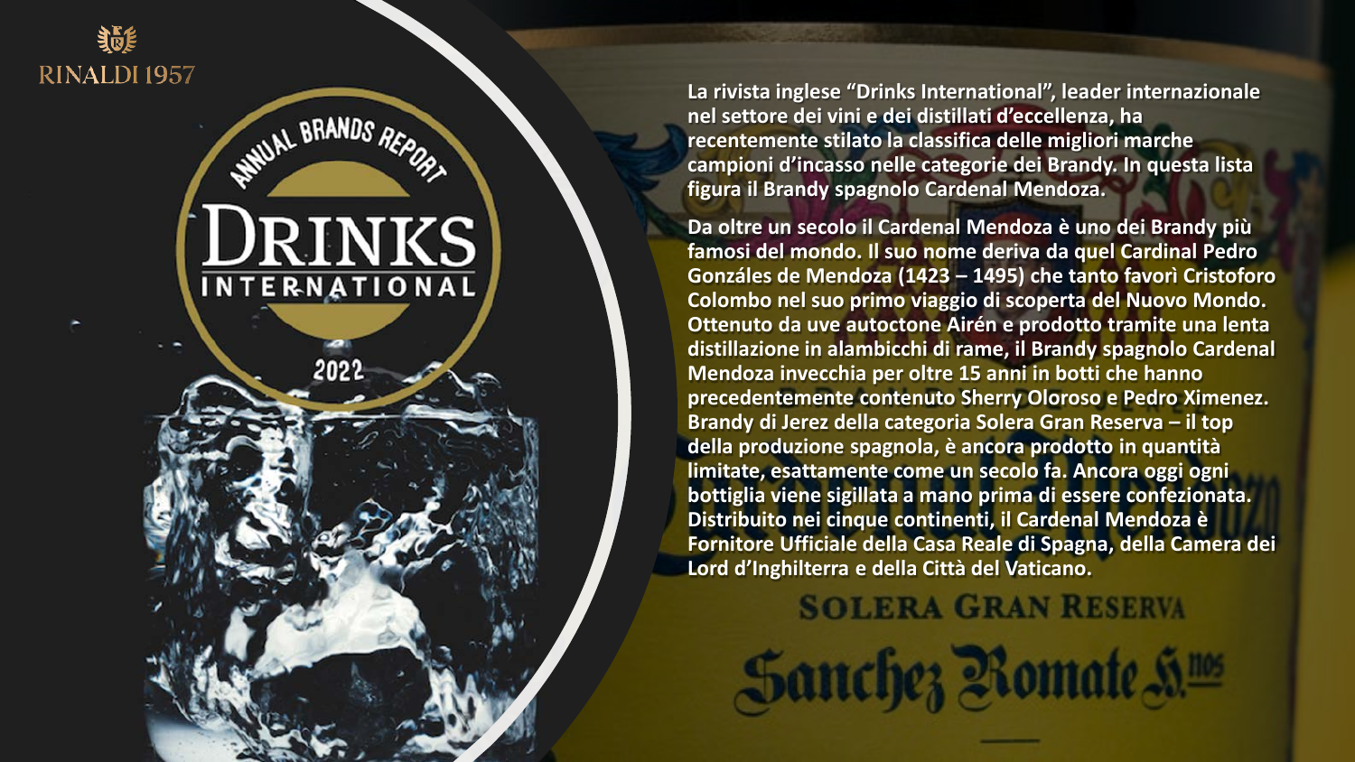RINALDI 1957

ANNUAL BRANDS REPORT

DRINKS INTERNATIONAL

2022

**La rivista inglese "Drinks International", leader internazionale nel settore dei vini e dei distillati d'eccellenza, ha recentemente stilato la classifica delle migliori marche campioni d'incasso nelle categorie dei Brandy. In questa lista figura il Brandy spagnolo Cardenal Mendoza.**

**Da oltre un secolo il Cardenal Mendoza è uno dei Brandy più famosi del mondo. Il suo nome deriva da quel Cardinal Pedro Gonzáles de Mendoza (1423 – 1495) che tanto favorì Cristoforo Colombo nel suo primo viaggio di scoperta del Nuovo Mondo. Ottenuto da uve autoctone Airén e prodotto tramite una lenta distillazione in alambicchi di rame, il Brandy spagnolo Cardenal Mendoza invecchia per oltre 15 anni in botti che hanno precedentemente contenuto Sherry Oloroso e Pedro Ximenez. Brandy di Jerez della categoria Solera Gran Reserva – il top della produzione spagnola, è ancora prodotto in quantità limitate, esattamente come un secolo fa. Ancora oggi ogni bottiglia viene sigillata a mano prima di essere confezionata. Distribuito nei cinque continenti, il Cardenal Mendoza è Fornitore Ufficiale della Casa Reale di Spagna, della Camera dei Lord d'Inghilterra e della Città del Vaticano.**

SOLERA GRAN RESERVA

Sanchez Romate H.nos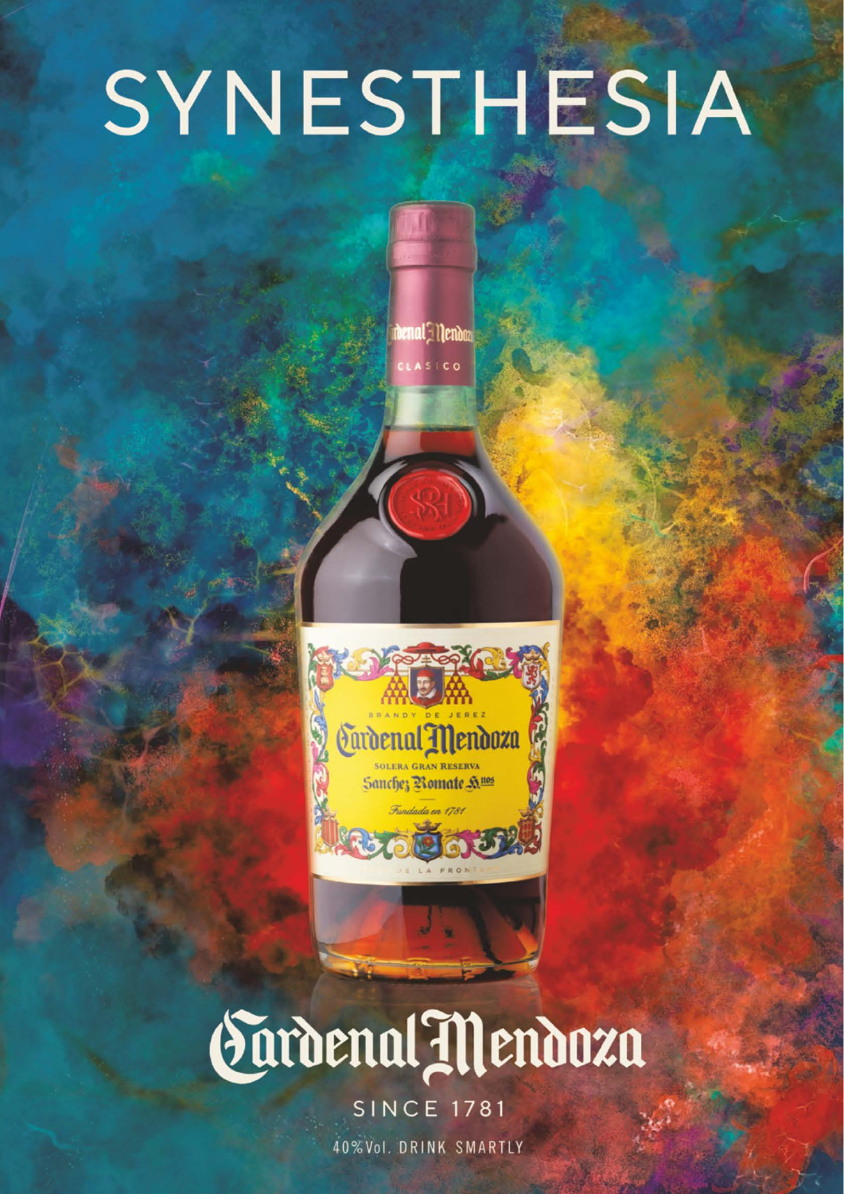# SYNESTHESIA

Cardenal Mendoza

SINCE 1781

40%Vol. DRINK SMARTLY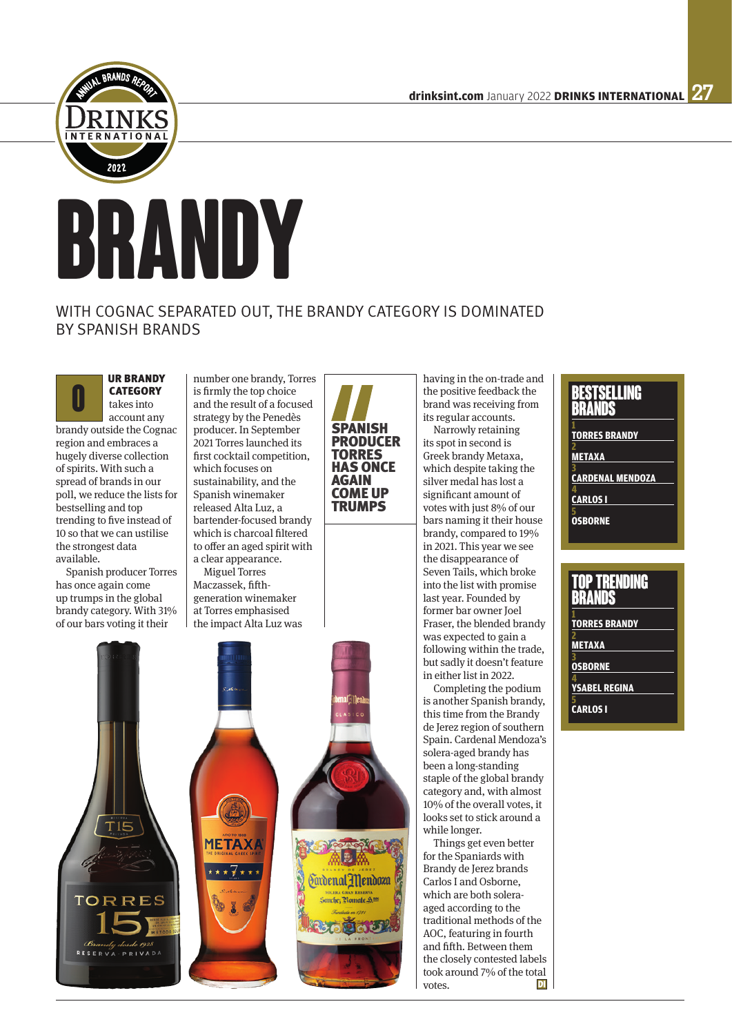# BRANDY

WITH COGNAC SEPARATED OUT, THE BRANDY CATEGORY IS DOMINATED BY SPANISH BRANDS

**OUR BRANDY CATEGORY** takes into account any brandy outside the Cognac region and embraces a hugely diverse collection of spirits. With such a spread of brands in our poll, we reduce the lists for bestselling and top trending to five instead of 10 so that we can utilise the strongest data available.

Spanish producer Torres has once again come up trumps in the global brandy category. With 31% of our bars voting it their number one brandy, Torres is firmly the top choice and the result of a focused strategy by the Penedès producer. In September 2021 Torres launched its first cocktail competition, which focuses on sustainability, and the Spanish winemaker released Alta Luz, a bartender-focused brandy which is charcoal filtered to offer an aged spirit with a clear appearance.

Miguel Torres Maczassek, fifth-generation winemaker at Torres emphasised the impact Alta Luz was having in the on-trade and the positive feedback the brand was receiving from its regular accounts.

> **SPANISH PRODUCER TORRES HAS ONCE AGAIN COME UP TRUMPS**

Narrowly retaining its spot in second is Greek brandy Metaxa, which despite taking the silver medal has lost a significant amount of votes with just 8% of our bars naming it their house brandy, compared to 19% in 2021. This year we see the disappearance of Seven Tails, which broke into the list with promise last year. Founded by former bar owner Joel Fraser, the blended brandy was expected to gain a following within the trade, but sadly it doesn't feature in either list in 2022.

Completing the podium is another Spanish brandy, this time from the Brandy de Jerez region of southern Spain. Cardenal Mendoza's solera-aged brandy has been a long-standing staple of the global brandy category and, with almost 10% of the overall votes, it looks set to stick around a while longer.

Things get even better for the Spaniards with Brandy de Jerez brands Carlos I and Osborne, which are both solera-aged according to the traditional methods of the AOC, featuring in fourth and fifth. Between them the closely contested labels took around 7% of the total votes.

## BESTSELLING BRANDS

1. TORRES BRANDY
2. METAXA
3. CARDENAL MENDOZA
4. CARLOS I
5. OSBORNE

## TOP TRENDING BRANDS

1. TORRES BRANDY
2. METAXA
3. OSBORNE
4. YSABEL REGINA
5. CARLOS I